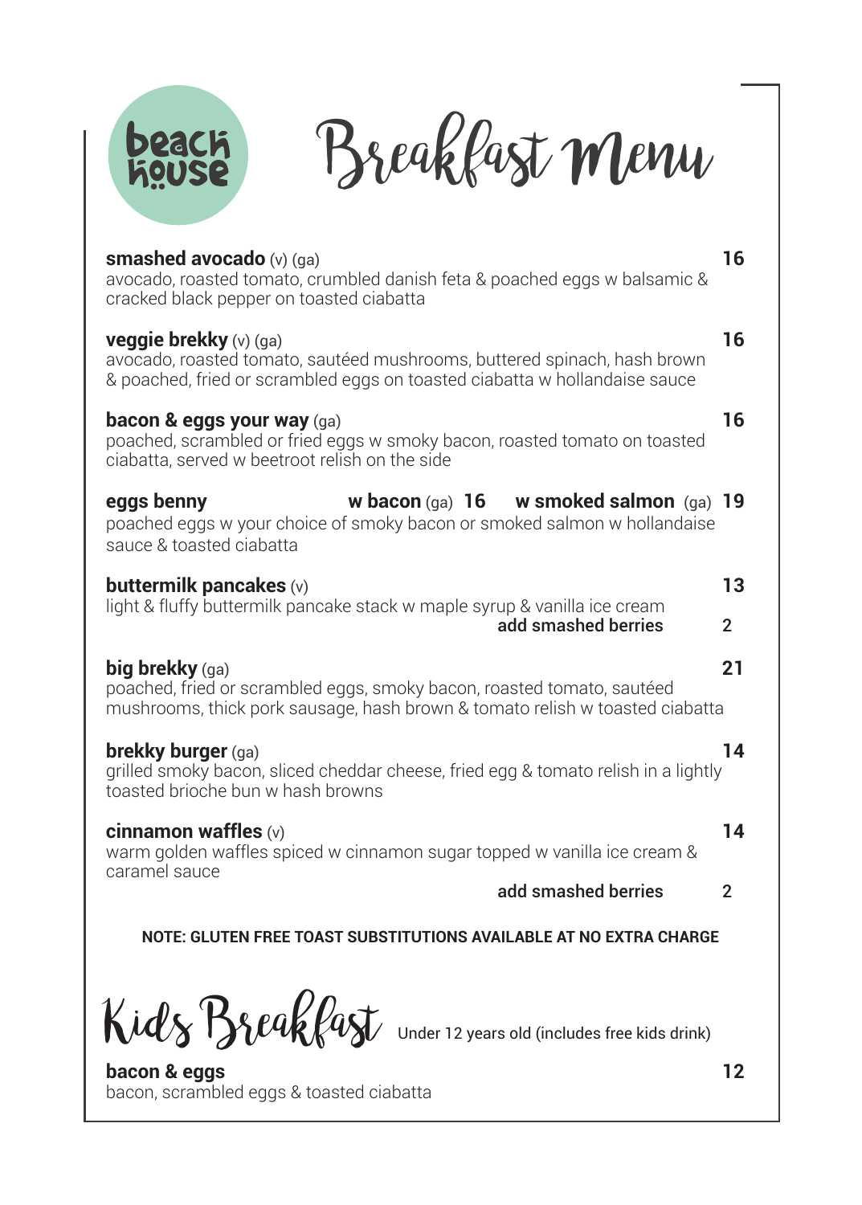beach house

# Breakfast Menu

**smashed avocado** (v) (ga) **16**
avocado, roasted tomato, crumbled danish feta & poached eggs w balsamic & cracked black pepper on toasted ciabatta

**veggie brekky** (v) (ga) **16**
avocado, roasted tomato, sautéed mushrooms, buttered spinach, hash brown & poached, fried or scrambled eggs on toasted ciabatta w hollandaise sauce

**bacon & eggs your way** (ga) **16**
poached, scrambled or fried eggs w smoky bacon, roasted tomato on toasted ciabatta, served w beetroot relish on the side

**eggs benny** **w bacon** (ga) **16** **w smoked salmon** (ga) **19**
poached eggs w your choice of smoky bacon or smoked salmon w hollandaise sauce & toasted ciabatta

**buttermilk pancakes** (v) **13**
light & fluffy buttermilk pancake stack w maple syrup & vanilla ice cream
**add smashed berries** 2

**big brekky** (ga) **21**
poached, fried or scrambled eggs, smoky bacon, roasted tomato, sautéed mushrooms, thick pork sausage, hash brown & tomato relish w toasted ciabatta

**brekky burger** (ga) **14**
grilled smoky bacon, sliced cheddar cheese, fried egg & tomato relish in a lightly toasted brioche bun w hash browns

**cinnamon waffles** (v) **14**
warm golden waffles spiced w cinnamon sugar topped w vanilla ice cream & caramel sauce
**add smashed berries** 2

**NOTE: GLUTEN FREE TOAST SUBSTITUTIONS AVAILABLE AT NO EXTRA CHARGE**

## Kids Breakfast

Under 12 years old (includes free kids drink)

**bacon & eggs** **12**
bacon, scrambled eggs & toasted ciabatta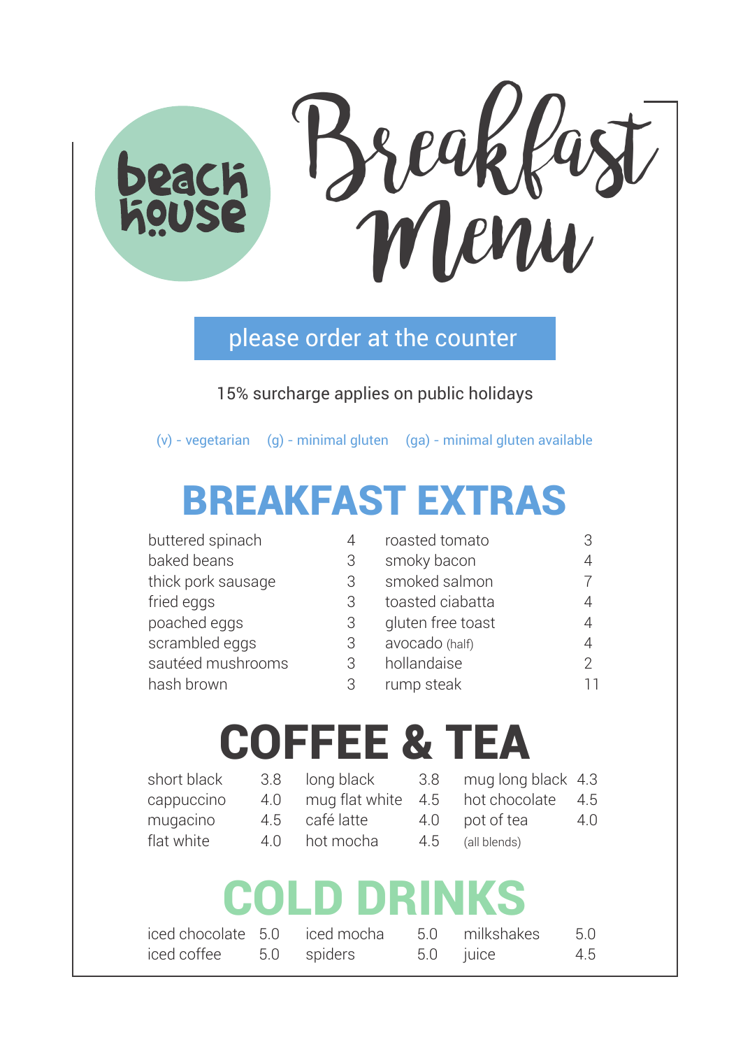beach house

# Breakfast Menu

please order at the counter

15% surcharge applies on public holidays

(v) - vegetarian (g) - minimal gluten (ga) - minimal gluten available

## BREAKFAST EXTRAS

| | | | |
|---|---|---|---|
| buttered spinach | 4 | roasted tomato | 3 |
| baked beans | 3 | smoky bacon | 4 |
| thick pork sausage | 3 | smoked salmon | 7 |
| fried eggs | 3 | toasted ciabatta | 4 |
| poached eggs | 3 | gluten free toast | 4 |
| scrambled eggs | 3 | avocado (half) | 4 |
| sautéed mushrooms | 3 | hollandaise | 2 |
| hash brown | 3 | rump steak | 11 |

## COFFEE & TEA

| | | | | | |
|---|---|---|---|---|---|
| short black | 3.8 | long black | 3.8 | mug long black | 4.3 |
| cappuccino | 4.0 | mug flat white | 4.5 | hot chocolate | 4.5 |
| mugacino | 4.5 | café latte | 4.0 | pot of tea | 4.0 |
| flat white | 4.0 | hot mocha | 4.5 | (all blends) | |

## COLD DRINKS

| | | | | | |
|---|---|---|---|---|---|
| iced chocolate | 5.0 | iced mocha | 5.0 | milkshakes | 5.0 |
| iced coffee | 5.0 | spiders | 5.0 | juice | 4.5 |